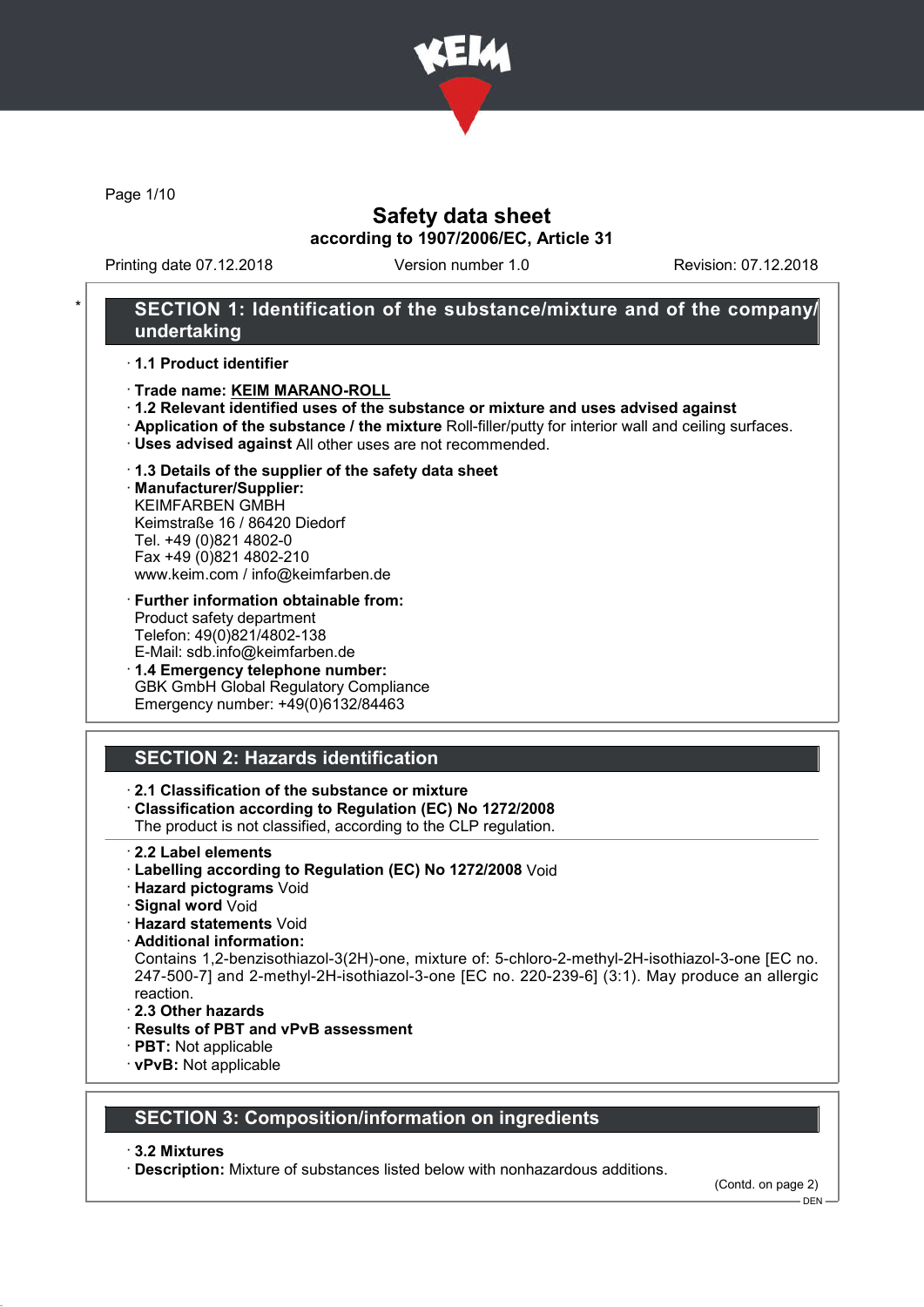# Safety data sheet

**according to 1907/2006/EC, Article 31**

Printing date 07.12.2018 Version number 1.0 Revision: 07.12.2018

## SECTION 1: Identification of the substance/mixture and of the company/undertaking

· **1.1 Product identifier**

· **Trade name: KEIM MARANO-ROLL**

· **1.2 Relevant identified uses of the substance or mixture and uses advised against**

· **Application of the substance / the mixture** Roll-filler/putty for interior wall and ceiling surfaces.

· **Uses advised against** All other uses are not recommended.

· **1.3 Details of the supplier of the safety data sheet**

· **Manufacturer/Supplier:**
KEIMFARBEN GMBH
Keimstraße 16 / 86420 Diedorf
Tel. +49 (0)821 4802-0
Fax +49 (0)821 4802-210
www.keim.com / info@keimfarben.de

· **Further information obtainable from:**
Product safety department
Telefon: 49(0)821/4802-138
E-Mail: sdb.info@keimfarben.de

· **1.4 Emergency telephone number:**
GBK GmbH Global Regulatory Compliance
Emergency number: +49(0)6132/84463

## SECTION 2: Hazards identification

· **2.1 Classification of the substance or mixture**

· **Classification according to Regulation (EC) No 1272/2008**
The product is not classified, according to the CLP regulation.

· **2.2 Label elements**

· **Labelling according to Regulation (EC) No 1272/2008** Void

· **Hazard pictograms** Void

· **Signal word** Void

· **Hazard statements** Void

· **Additional information:**
Contains 1,2-benzisothiazol-3(2H)-one, mixture of: 5-chloro-2-methyl-2H-isothiazol-3-one [EC no. 247-500-7] and 2-methyl-2H-isothiazol-3-one [EC no. 220-239-6] (3:1). May produce an allergic reaction.

· **2.3 Other hazards**

· **Results of PBT and vPvB assessment**

· **PBT:** Not applicable

· **vPvB:** Not applicable

## SECTION 3: Composition/information on ingredients

· **3.2 Mixtures**

· **Description:** Mixture of substances listed below with nonhazardous additions.

(Contd. on page 2)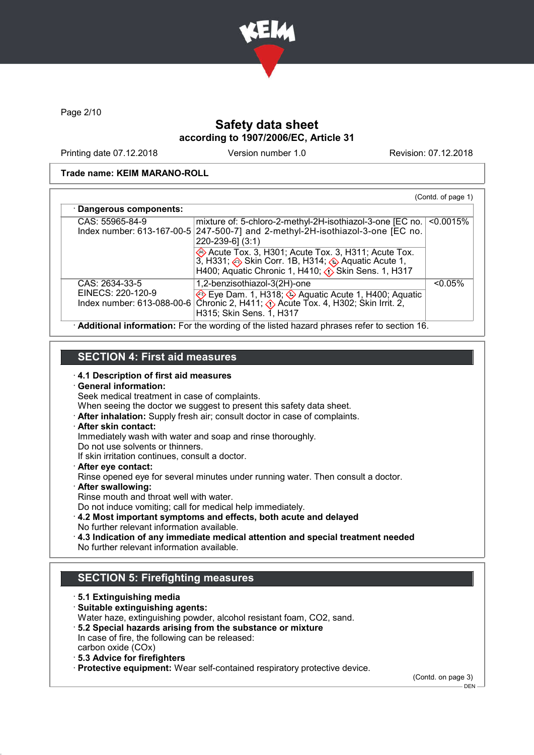## Safety data sheet
### according to 1907/2006/EC, Article 31

Printing date 07.12.2018 | Version number 1.0 | Revision: 07.12.2018

**Trade name: KEIM MARANO-ROLL**

(Contd. of page 1)

· **Dangerous components:**

| | | |
|---|---|---|
| CAS: 55965-84-9<br>Index number: 613-167-00-5 | mixture of: 5-chloro-2-methyl-2H-isothiazol-3-one [EC no. 247-500-7] and 2-methyl-2H-isothiazol-3-one [EC no. 220-239-6] (3:1)<br>Acute Tox. 3, H301; Acute Tox. 3, H311; Acute Tox. 3, H331; Skin Corr. 1B, H314; Aquatic Acute 1, H400; Aquatic Chronic 1, H410; Skin Sens. 1, H317 | <0.0015% |
| CAS: 2634-33-5<br>EINECS: 220-120-9<br>Index number: 613-088-00-6 | 1,2-benzisothiazol-3(2H)-one<br>Eye Dam. 1, H318; Aquatic Acute 1, H400; Aquatic Chronic 2, H411; Acute Tox. 4, H302; Skin Irrit. 2, H315; Skin Sens. 1, H317 | <0.05% |

· **Additional information:** For the wording of the listed hazard phrases refer to section 16.

## SECTION 4: First aid measures

· **4.1 Description of first aid measures**
· **General information:**
Seek medical treatment in case of complaints.
When seeing the doctor we suggest to present this safety data sheet.
· **After inhalation:** Supply fresh air; consult doctor in case of complaints.
· **After skin contact:**
Immediately wash with water and soap and rinse thoroughly.
Do not use solvents or thinners.
If skin irritation continues, consult a doctor.
· **After eye contact:**
Rinse opened eye for several minutes under running water. Then consult a doctor.
· **After swallowing:**
Rinse mouth and throat well with water.
Do not induce vomiting; call for medical help immediately.
· **4.2 Most important symptoms and effects, both acute and delayed**
No further relevant information available.
· **4.3 Indication of any immediate medical attention and special treatment needed**
No further relevant information available.

## SECTION 5: Firefighting measures

· **5.1 Extinguishing media**
· **Suitable extinguishing agents:**
Water haze, extinguishing powder, alcohol resistant foam, $CO_2$, sand.
· **5.2 Special hazards arising from the substance or mixture**
In case of fire, the following can be released:
carbon oxide (COx)
· **5.3 Advice for firefighters**
· **Protective equipment:** Wear self-contained respiratory protective device.

(Contd. on page 3)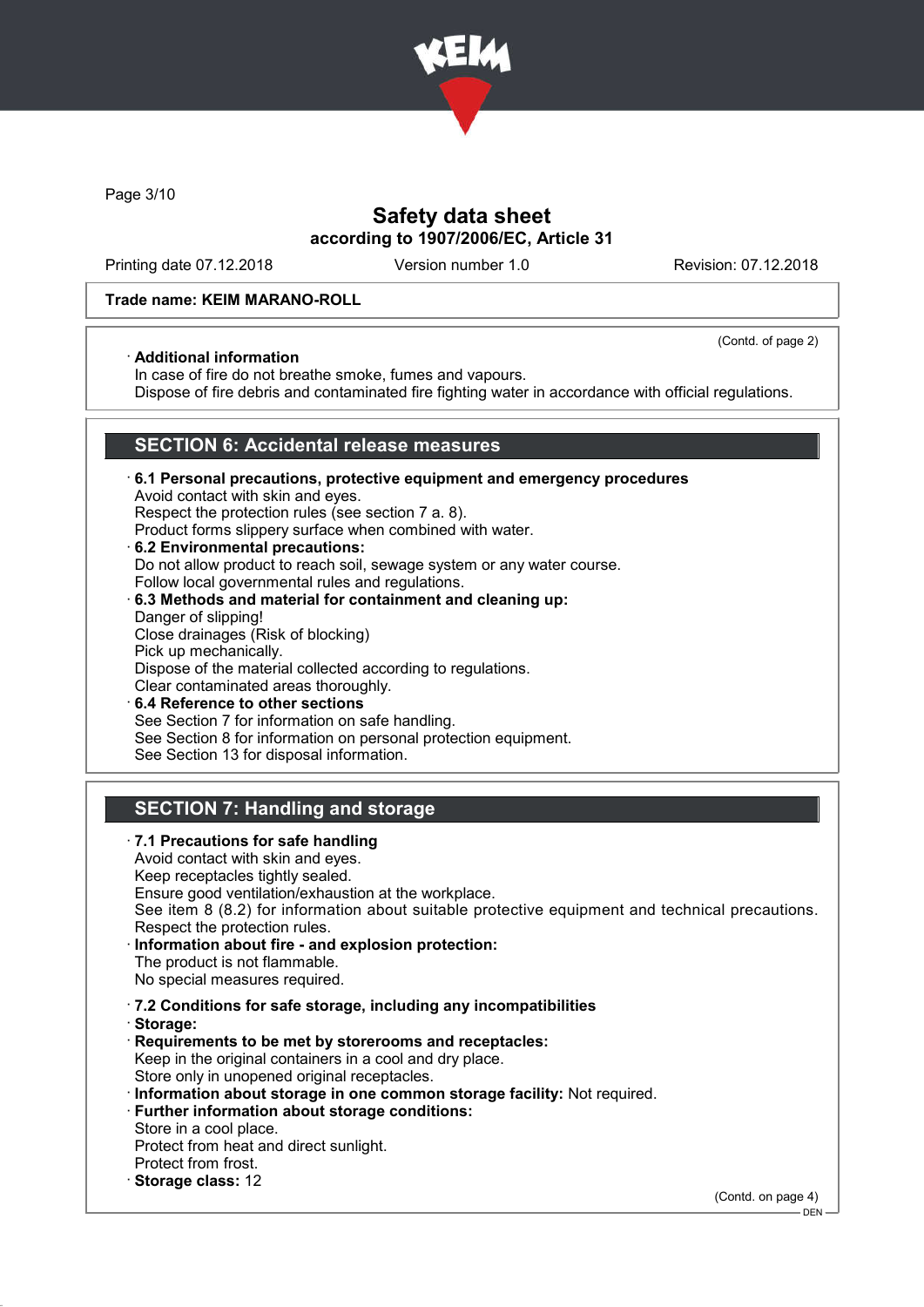**Trade name: KEIM MARANO-ROLL**

(Contd. of page 2)

· **Additional information**
In case of fire do not breathe smoke, fumes and vapours.
Dispose of fire debris and contaminated fire fighting water in accordance with official regulations.

## SECTION 6: Accidental release measures

· **6.1 Personal precautions, protective equipment and emergency procedures**
Avoid contact with skin and eyes.
Respect the protection rules (see section 7 a. 8).
Product forms slippery surface when combined with water.

· **6.2 Environmental precautions:**
Do not allow product to reach soil, sewage system or any water course.
Follow local governmental rules and regulations.

· **6.3 Methods and material for containment and cleaning up:**
Danger of slipping!
Close drainages (Risk of blocking)
Pick up mechanically.
Dispose of the material collected according to regulations.
Clear contaminated areas thoroughly.

· **6.4 Reference to other sections**
See Section 7 for information on safe handling.
See Section 8 for information on personal protection equipment.
See Section 13 for disposal information.

## SECTION 7: Handling and storage

· **7.1 Precautions for safe handling**
Avoid contact with skin and eyes.
Keep receptacles tightly sealed.
Ensure good ventilation/exhaustion at the workplace.
See item 8 (8.2) for information about suitable protective equipment and technical precautions.
Respect the protection rules.

· **Information about fire - and explosion protection:**
The product is not flammable.
No special measures required.

· **7.2 Conditions for safe storage, including any incompatibilities**
· **Storage:**
· **Requirements to be met by storerooms and receptacles:**
Keep in the original containers in a cool and dry place.
Store only in unopened original receptacles.
· **Information about storage in one common storage facility:** Not required.
· **Further information about storage conditions:**
Store in a cool place.
Protect from heat and direct sunlight.
Protect from frost.
· **Storage class:** 12

(Contd. on page 4)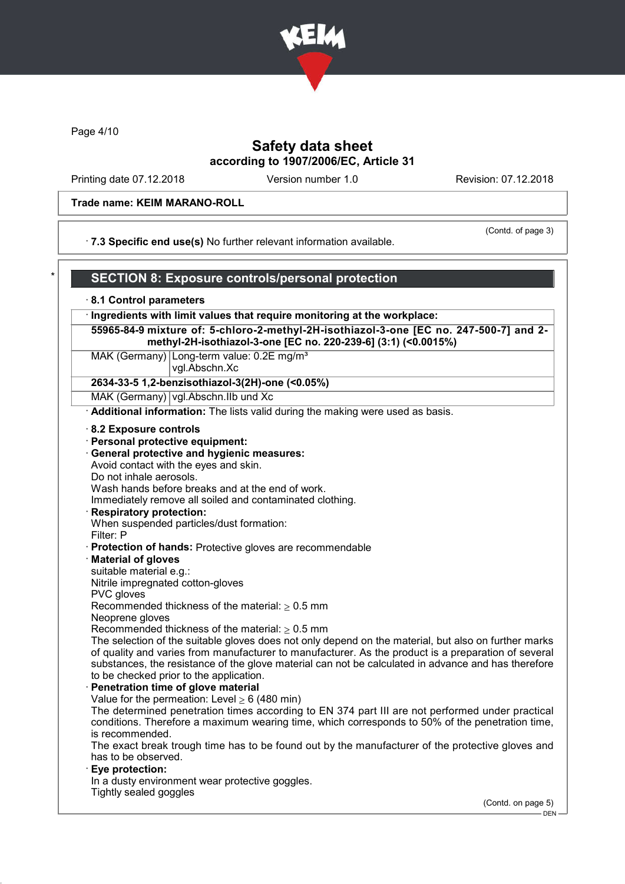Trade name: KEIM MARANO-ROLL

(Contd. of page 3)

· **7.3 Specific end use(s)** No further relevant information available.

## SECTION 8: Exposure controls/personal protection

· **8.1 Control parameters**

| · Ingredients with limit values that require monitoring at the workplace: | |
|---|---|
| **55965-84-9 mixture of: 5-chloro-2-methyl-2H-isothiazol-3-one [EC no. 247-500-7] and 2-methyl-2H-isothiazol-3-one [EC no. 220-239-6] (3:1) (<0.0015%)** | |
| MAK (Germany) | Long-term value: 0.2E mg/m³<br>vgl.Abschn.Xc |
| **2634-33-5 1,2-benzisothiazol-3(2H)-one (<0.05%)** | |
| MAK (Germany) | vgl.Abschn.IIb und Xc |

· **Additional information:** The lists valid during the making were used as basis.

· **8.2 Exposure controls**
· **Personal protective equipment:**
· **General protective and hygienic measures:**
Avoid contact with the eyes and skin.
Do not inhale aerosols.
Wash hands before breaks and at the end of work.
Immediately remove all soiled and contaminated clothing.
· **Respiratory protection:**
When suspended particles/dust formation:
Filter: P
· **Protection of hands:** Protective gloves are recommendable
· **Material of gloves**
suitable material e.g.:
Nitrile impregnated cotton-gloves
PVC gloves
Recommended thickness of the material: ≥ 0.5 mm
Neoprene gloves
Recommended thickness of the material: ≥ 0.5 mm
The selection of the suitable gloves does not only depend on the material, but also on further marks of quality and varies from manufacturer to manufacturer. As the product is a preparation of several substances, the resistance of the glove material can not be calculated in advance and has therefore to be checked prior to the application.
· **Penetration time of glove material**
Value for the permeation: Level ≥ 6 (480 min)
The determined penetration times according to EN 374 part III are not performed under practical conditions. Therefore a maximum wearing time, which corresponds to 50% of the penetration time, is recommended.
The exact break trough time has to be found out by the manufacturer of the protective gloves and has to be observed.
· **Eye protection:**
In a dusty environment wear protective goggles.
Tightly sealed goggles

(Contd. on page 5)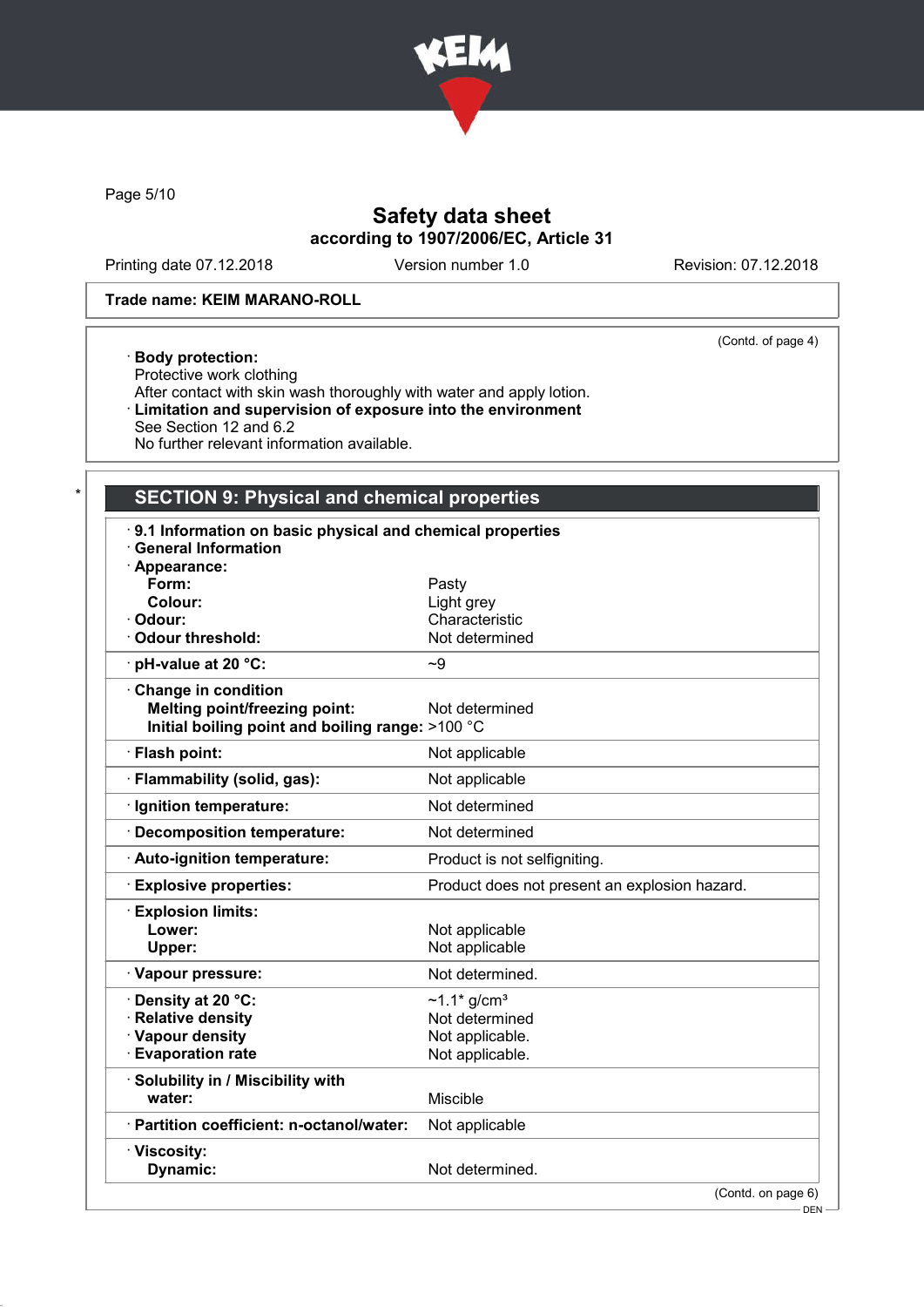Trade name: KEIM MARANO-ROLL

(Contd. of page 4)

· **Body protection:**
Protective work clothing
After contact with skin wash thoroughly with water and apply lotion.
· **Limitation and supervision of exposure into the environment**
See Section 12 and 6.2
No further relevant information available.

## SECTION 9: Physical and chemical properties

· **9.1 Information on basic physical and chemical properties**
· **General Information**

| Property | Value |
|---|---|
| · **Appearance:** | |
| **Form:** | Pasty |
| **Colour:** | Light grey |
| · **Odour:** | Characteristic |
| · **Odour threshold:** | Not determined |
| · **pH-value at 20 °C:** | ~9 |
| · **Change in condition** | |
| **Melting point/freezing point:** | Not determined |
| **Initial boiling point and boiling range:** | >100 °C |
| · **Flash point:** | Not applicable |
| · **Flammability (solid, gas):** | Not applicable |
| · **Ignition temperature:** | Not determined |
| · **Decomposition temperature:** | Not determined |
| · **Auto-ignition temperature:** | Product is not selfigniting. |
| · **Explosive properties:** | Product does not present an explosion hazard. |
| · **Explosion limits:** | |
| **Lower:** | Not applicable |
| **Upper:** | Not applicable |
| · **Vapour pressure:** | Not determined. |
| · **Density at 20 °C:** | ~1.1* g/cm³ |
| · **Relative density** | Not determined |
| · **Vapour density** | Not applicable. |
| · **Evaporation rate** | Not applicable. |
| · **Solubility in / Miscibility with water:** | Miscible |
| · **Partition coefficient: n-octanol/water:** | Not applicable |
| · **Viscosity:** | |
| **Dynamic:** | Not determined. |

(Contd. on page 6)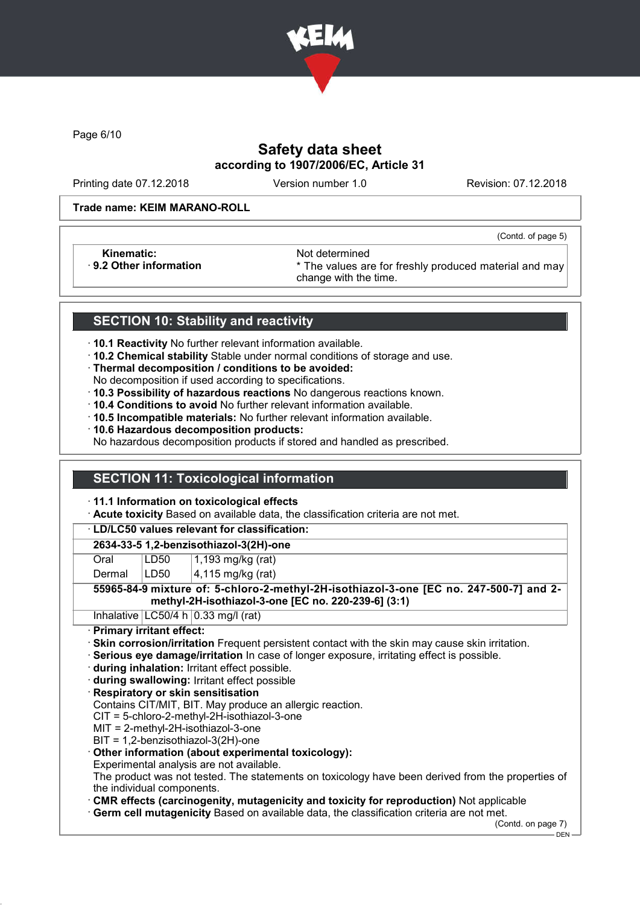Printing date 07.12.2018 | Version number 1.0 | Revision: 07.12.2018

**Trade name: KEIM MARANO-ROLL**

(Contd. of page 5)

| | |
|---|---|
| **Kinematic:** | Not determined |
| · **9.2 Other information** | * The values are for freshly produced material and may change with the time. |

## SECTION 10: Stability and reactivity

· **10.1 Reactivity** No further relevant information available.
· **10.2 Chemical stability** Stable under normal conditions of storage and use.
· **Thermal decomposition / conditions to be avoided:**
No decomposition if used according to specifications.
· **10.3 Possibility of hazardous reactions** No dangerous reactions known.
· **10.4 Conditions to avoid** No further relevant information available.
· **10.5 Incompatible materials:** No further relevant information available.
· **10.6 Hazardous decomposition products:**
No hazardous decomposition products if stored and handled as prescribed.

## SECTION 11: Toxicological information

· **11.1 Information on toxicological effects**
· **Acute toxicity** Based on available data, the classification criteria are not met.

| · **LD/LC50 values relevant for classification:** | | |
|---|---|---|
| **2634-33-5 1,2-benzisothiazol-3(2H)-one** | | |
| Oral | LD50 | 1,193 mg/kg (rat) |
| Dermal | LD50 | 4,115 mg/kg (rat) |
| **55965-84-9 mixture of: 5-chloro-2-methyl-2H-isothiazol-3-one [EC no. 247-500-7] and 2-methyl-2H-isothiazol-3-one [EC no. 220-239-6] (3:1)** | | |
| Inhalative | LC50/4 h | 0.33 mg/l (rat) |

· **Primary irritant effect:**
· **Skin corrosion/irritation** Frequent persistent contact with the skin may cause skin irritation.
· **Serious eye damage/irritation** In case of longer exposure, irritating effect is possible.
· **during inhalation:** Irritant effect possible.
· **during swallowing:** Irritant effect possible
· **Respiratory or skin sensitisation**
Contains CIT/MIT, BIT. May produce an allergic reaction.
CIT = 5-chloro-2-methyl-2H-isothiazol-3-one
MIT = 2-methyl-2H-isothiazol-3-one
BIT = 1,2-benzisothiazol-3(2H)-one
· **Other information (about experimental toxicology):**
Experimental analysis are not available.
The product was not tested. The statements on toxicology have been derived from the properties of the individual components.
· **CMR effects (carcinogenity, mutagenicity and toxicity for reproduction)** Not applicable
· **Germ cell mutagenicity** Based on available data, the classification criteria are not met.

(Contd. on page 7)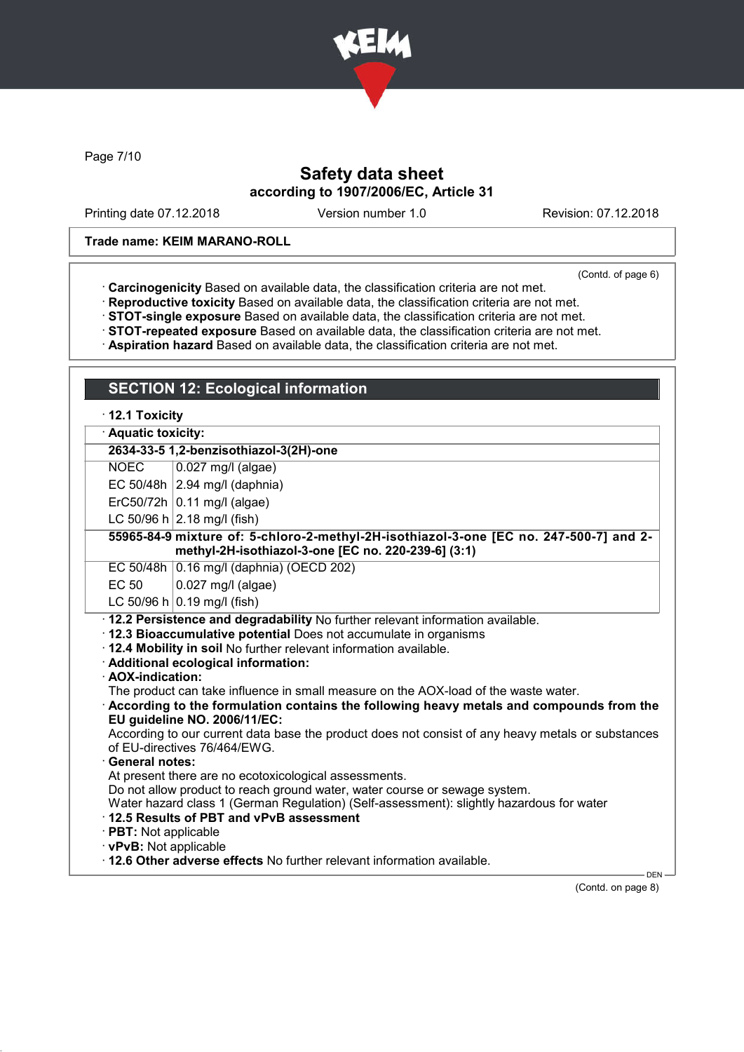Trade name: KEIM MARANO-ROLL

(Contd. of page 6)

· **Carcinogenicity** Based on available data, the classification criteria are not met.
· **Reproductive toxicity** Based on available data, the classification criteria are not met.
· **STOT-single exposure** Based on available data, the classification criteria are not met.
· **STOT-repeated exposure** Based on available data, the classification criteria are not met.
· **Aspiration hazard** Based on available data, the classification criteria are not met.

## SECTION 12: Ecological information

· **12.1 Toxicity**

· **Aquatic toxicity:**

| | |
|---|---|
| **2634-33-5 1,2-benzisothiazol-3(2H)-one** | |
| NOEC | 0.027 mg/l (algae) |
| EC 50/48h | 2.94 mg/l (daphnia) |
| ErC50/72h | 0.11 mg/l (algae) |
| LC 50/96 h | 2.18 mg/l (fish) |
| **55965-84-9 mixture of: 5-chloro-2-methyl-2H-isothiazol-3-one [EC no. 247-500-7] and 2-methyl-2H-isothiazol-3-one [EC no. 220-239-6] (3:1)** | |
| EC 50/48h | 0.16 mg/l (daphnia) (OECD 202) |
| EC 50 | 0.027 mg/l (algae) |
| LC 50/96 h | 0.19 mg/l (fish) |

· **12.2 Persistence and degradability** No further relevant information available.
· **12.3 Bioaccumulative potential** Does not accumulate in organisms
· **12.4 Mobility in soil** No further relevant information available.
· **Additional ecological information:**
· **AOX-indication:**
The product can take influence in small measure on the AOX-load of the waste water.
· **According to the formulation contains the following heavy metals and compounds from the EU guideline NO. 2006/11/EC:**
According to our current data base the product does not consist of any heavy metals or substances of EU-directives 76/464/EWG.
· **General notes:**
At present there are no ecotoxicological assessments.
Do not allow product to reach ground water, water course or sewage system.
Water hazard class 1 (German Regulation) (Self-assessment): slightly hazardous for water
· **12.5 Results of PBT and vPvB assessment**
· **PBT:** Not applicable
· **vPvB:** Not applicable
· **12.6 Other adverse effects** No further relevant information available.

(Contd. on page 8)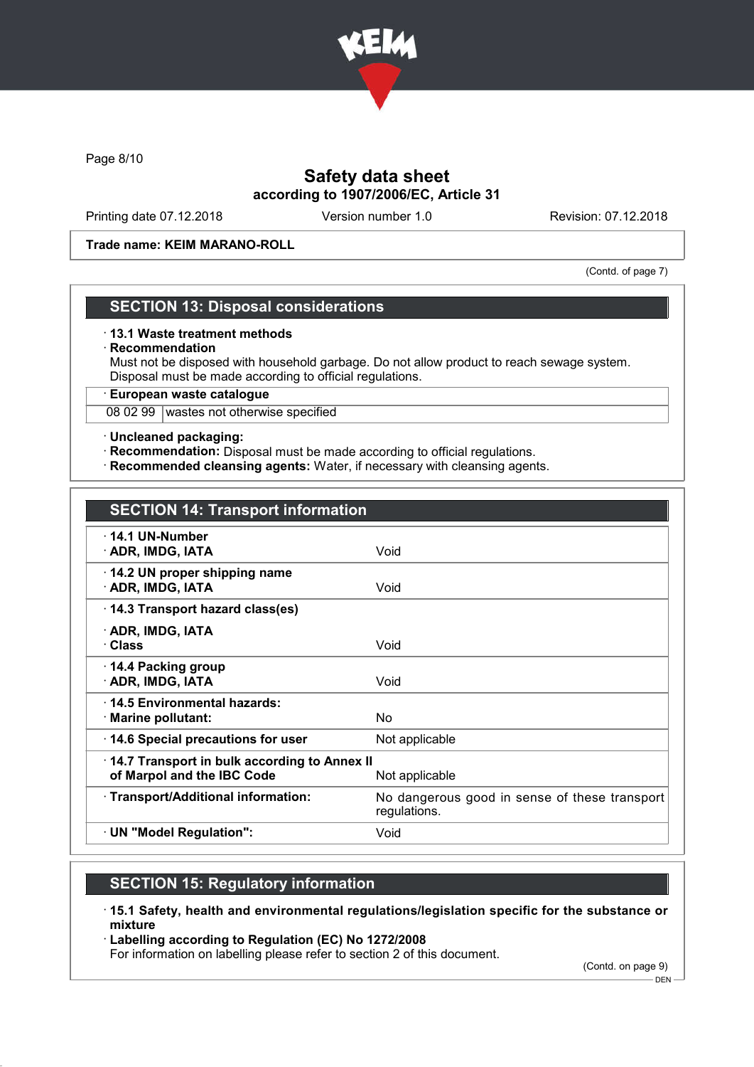Trade name: KEIM MARANO-ROLL

(Contd. of page 7)

## SECTION 13: Disposal considerations

· **13.1 Waste treatment methods**
· **Recommendation**
Must not be disposed with household garbage. Do not allow product to reach sewage system.
Disposal must be made according to official regulations.

| · European waste catalogue | |
|---|---|
| 08 02 99 | wastes not otherwise specified |

· **Uncleaned packaging:**
· **Recommendation:** Disposal must be made according to official regulations.
· **Recommended cleansing agents:** Water, if necessary with cleansing agents.

## SECTION 14: Transport information

| | |
|---|---|
| · **14.1 UN-Number** · **ADR, IMDG, IATA** | Void |
| · **14.2 UN proper shipping name** · **ADR, IMDG, IATA** | Void |
| · **14.3 Transport hazard class(es)** · **ADR, IMDG, IATA** · **Class** | Void |
| · **14.4 Packing group** · **ADR, IMDG, IATA** | Void |
| · **14.5 Environmental hazards:** · **Marine pollutant:** | No |
| · **14.6 Special precautions for user** | Not applicable |
| · **14.7 Transport in bulk according to Annex II of Marpol and the IBC Code** | Not applicable |
| · **Transport/Additional information:** | No dangerous good in sense of these transport regulations. |
| · **UN "Model Regulation":** | Void |

## SECTION 15: Regulatory information

· **15.1 Safety, health and environmental regulations/legislation specific for the substance or mixture**
· **Labelling according to Regulation (EC) No 1272/2008**
For information on labelling please refer to section 2 of this document.

(Contd. on page 9)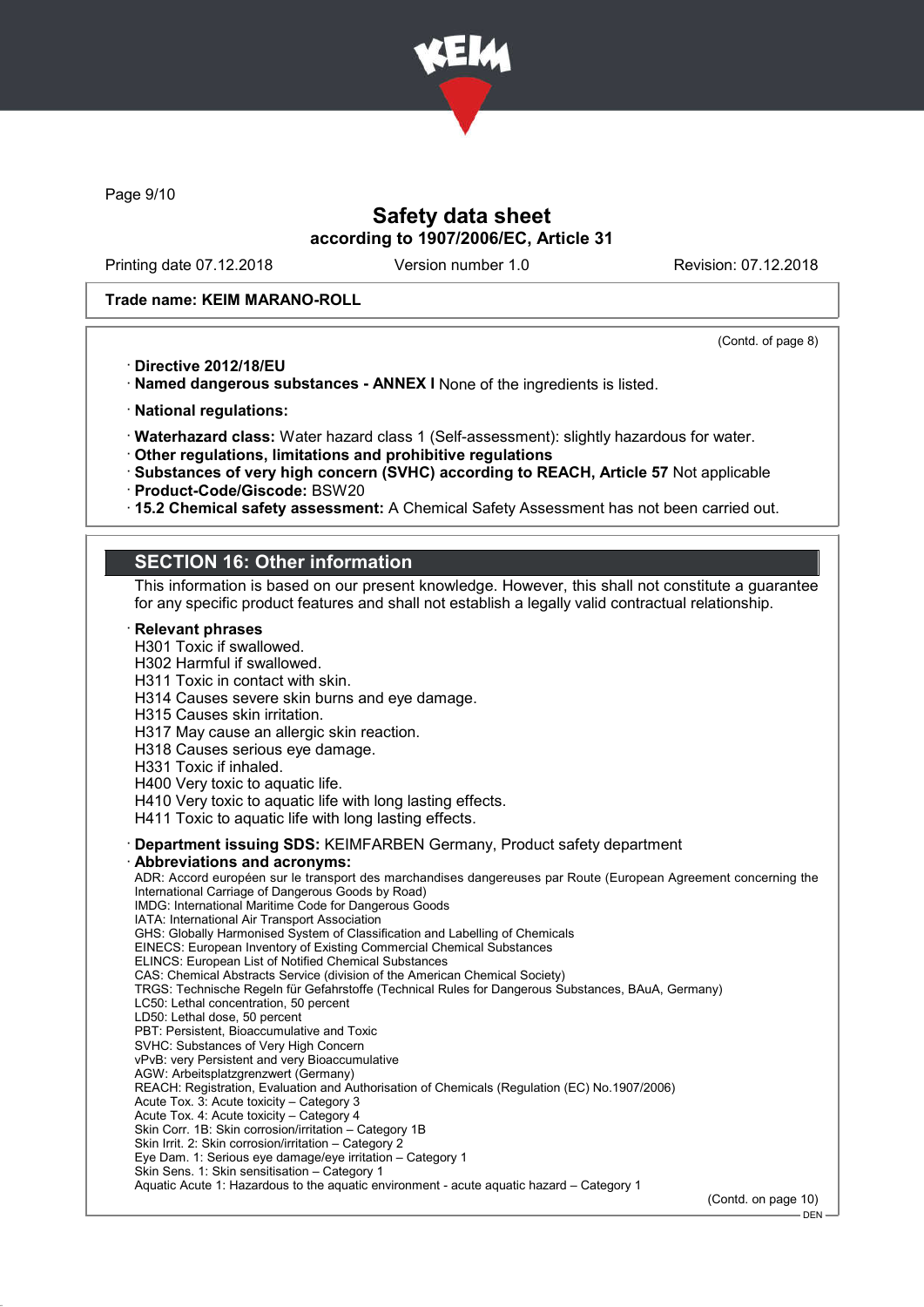(Contd. of page 8)

· **Directive 2012/18/EU**
· **Named dangerous substances - ANNEX I** None of the ingredients is listed.

· **National regulations:**

· **Waterhazard class:** Water hazard class 1 (Self-assessment): slightly hazardous for water.
· **Other regulations, limitations and prohibitive regulations**
· **Substances of very high concern (SVHC) according to REACH, Article 57** Not applicable
· **Product-Code/Giscode:** BSW20
· **15.2 Chemical safety assessment:** A Chemical Safety Assessment has not been carried out.

## SECTION 16: Other information

This information is based on our present knowledge. However, this shall not constitute a guarantee for any specific product features and shall not establish a legally valid contractual relationship.

· **Relevant phrases**
H301 Toxic if swallowed.
H302 Harmful if swallowed.
H311 Toxic in contact with skin.
H314 Causes severe skin burns and eye damage.
H315 Causes skin irritation.
H317 May cause an allergic skin reaction.
H318 Causes serious eye damage.
H331 Toxic if inhaled.
H400 Very toxic to aquatic life.
H410 Very toxic to aquatic life with long lasting effects.
H411 Toxic to aquatic life with long lasting effects.

· **Department issuing SDS:** KEIMFARBEN Germany, Product safety department
· **Abbreviations and acronyms:**
ADR: Accord européen sur le transport des marchandises dangereuses par Route (European Agreement concerning the International Carriage of Dangerous Goods by Road)
IMDG: International Maritime Code for Dangerous Goods
IATA: International Air Transport Association
GHS: Globally Harmonised System of Classification and Labelling of Chemicals
EINECS: European Inventory of Existing Commercial Chemical Substances
ELINCS: European List of Notified Chemical Substances
CAS: Chemical Abstracts Service (division of the American Chemical Society)
TRGS: Technische Regeln für Gefahrstoffe (Technical Rules for Dangerous Substances, BAuA, Germany)
LC50: Lethal concentration, 50 percent
LD50: Lethal dose, 50 percent
PBT: Persistent, Bioaccumulative and Toxic
SVHC: Substances of Very High Concern
vPvB: very Persistent and very Bioaccumulative
AGW: Arbeitsplatzgrenzwert (Germany)
REACH: Registration, Evaluation and Authorisation of Chemicals (Regulation (EC) No.1907/2006)
Acute Tox. 3: Acute toxicity – Category 3
Acute Tox. 4: Acute toxicity – Category 4
Skin Corr. 1B: Skin corrosion/irritation – Category 1B
Skin Irrit. 2: Skin corrosion/irritation – Category 2
Eye Dam. 1: Serious eye damage/eye irritation – Category 1
Skin Sens. 1: Skin sensitisation – Category 1
Aquatic Acute 1: Hazardous to the aquatic environment - acute aquatic hazard – Category 1

(Contd. on page 10)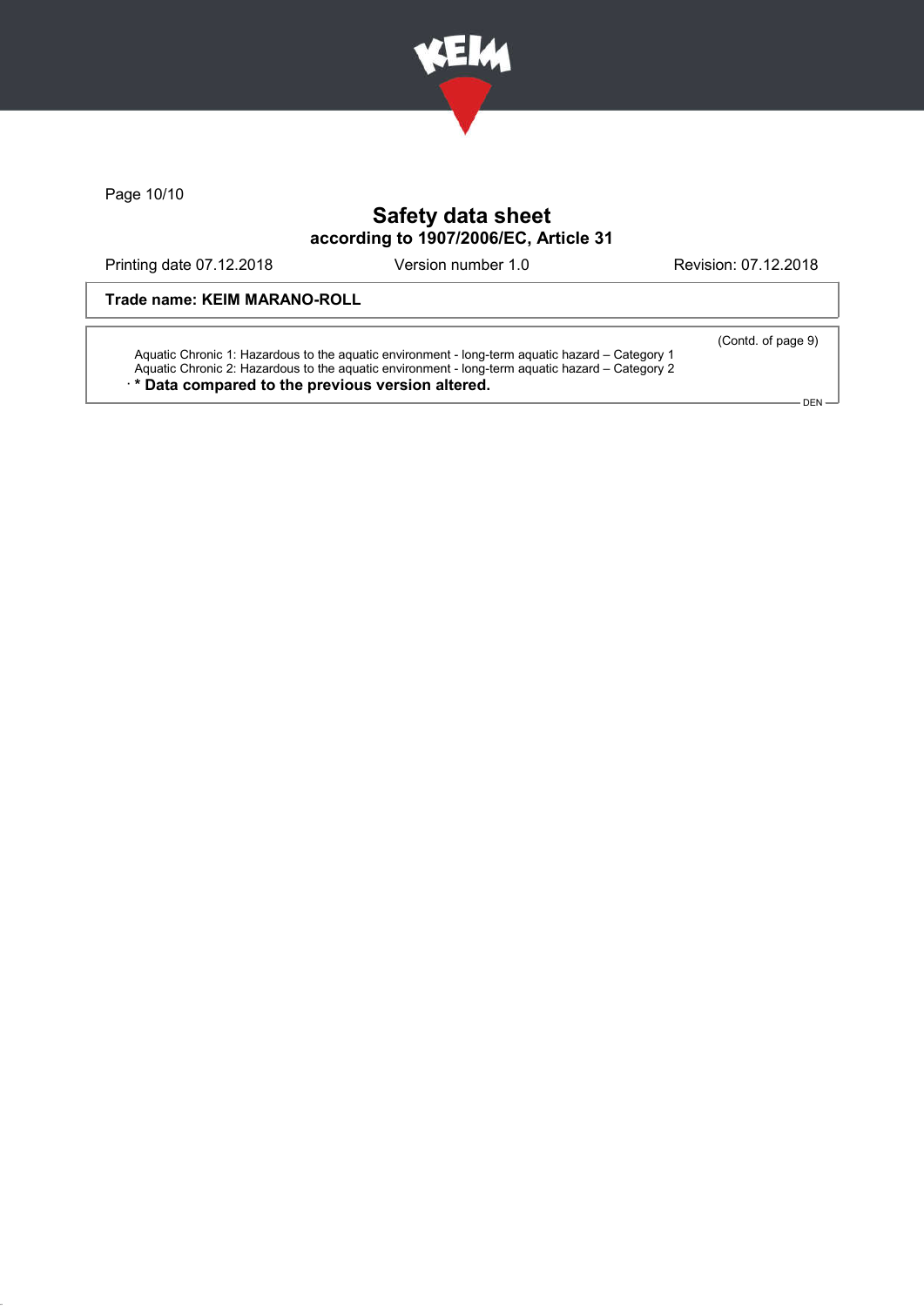Aquatic Chronic 1: Hazardous to the aquatic environment - long-term aquatic hazard – Category 1
Aquatic Chronic 2: Hazardous to the aquatic environment - long-term aquatic hazard – Category 2

· **\* Data compared to the previous version altered.**